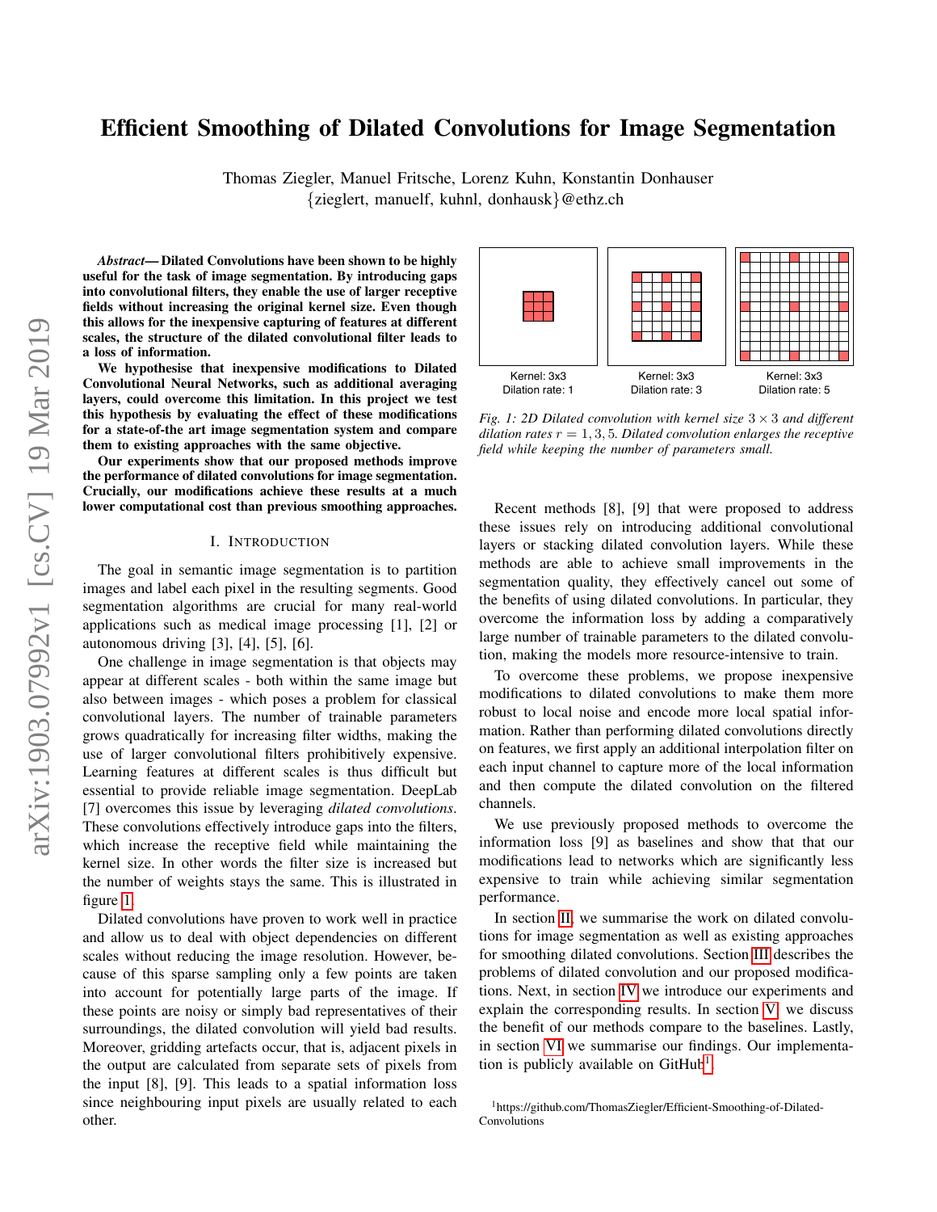# Efficient Smoothing of Dilated Convolutions for Image Segmentation

Thomas Ziegler, Manuel Fritsche, Lorenz Kuhn, Konstantin Donhauser
{zieglert, manuelf, kuhnl, donhausk}@ethz.ch

***Abstract*— Dilated Convolutions have been shown to be highly useful for the task of image segmentation. By introducing gaps into convolutional filters, they enable the use of larger receptive fields without increasing the original kernel size. Even though this allows for the inexpensive capturing of features at different scales, the structure of the dilated convolutional filter leads to a loss of information.**

**We hypothesise that inexpensive modifications to Dilated Convolutional Neural Networks, such as additional averaging layers, could overcome this limitation. In this project we test this hypothesis by evaluating the effect of these modifications for a state-of-the art image segmentation system and compare them to existing approaches with the same objective.**

**Our experiments show that our proposed methods improve the performance of dilated convolutions for image segmentation. Crucially, our modifications achieve these results at a much lower computational cost than previous smoothing approaches.**

## I. Introduction

The goal in semantic image segmentation is to partition images and label each pixel in the resulting segments. Good segmentation algorithms are crucial for many real-world applications such as medical image processing [1], [2] or autonomous driving [3], [4], [5], [6].

One challenge in image segmentation is that objects may appear at different scales - both within the same image but also between images - which poses a problem for classical convolutional layers. The number of trainable parameters grows quadratically for increasing filter widths, making the use of larger convolutional filters prohibitively expensive. Learning features at different scales is thus difficult but essential to provide reliable image segmentation. DeepLab [7] overcomes this issue by leveraging *dilated convolutions*. These convolutions effectively introduce gaps into the filters, which increase the receptive field while maintaining the kernel size. In other words the filter size is increased but the number of weights stays the same. This is illustrated in figure 1.

Kernel: 3x3 Dilation rate: 1 | Kernel: 3x3 Dilation rate: 3 | Kernel: 3x3 Dilation rate: 5

*Fig. 1: 2D Dilated convolution with kernel size $3 \times 3$ and different dilation rates $r = 1, 3, 5$. Dilated convolution enlarges the receptive field while keeping the number of parameters small.*

Dilated convolutions have proven to work well in practice and allow us to deal with object dependencies on different scales without reducing the image resolution. However, because of this sparse sampling only a few points are taken into account for potentially large parts of the image. If these points are noisy or simply bad representatives of their surroundings, the dilated convolution will yield bad results. Moreover, gridding artefacts occur, that is, adjacent pixels in the output are calculated from separate sets of pixels from the input [8], [9]. This leads to a spatial information loss since neighbouring input pixels are usually related to each other.

Recent methods [8], [9] that were proposed to address these issues rely on introducing additional convolutional layers or stacking dilated convolution layers. While these methods are able to achieve small improvements in the segmentation quality, they effectively cancel out some of the benefits of using dilated convolutions. In particular, they overcome the information loss by adding a comparatively large number of trainable parameters to the dilated convolution, making the models more resource-intensive to train.

To overcome these problems, we propose inexpensive modifications to dilated convolutions to make them more robust to local noise and encode more local spatial information. Rather than performing dilated convolutions directly on features, we first apply an additional interpolation filter on each input channel to capture more of the local information and then compute the dilated convolution on the filtered channels.

We use previously proposed methods to overcome the information loss [9] as baselines and show that that our modifications lead to networks which are significantly less expensive to train while achieving similar segmentation performance.

In section II, we summarise the work on dilated convolutions for image segmentation as well as existing approaches for smoothing dilated convolutions. Section III describes the problems of dilated convolution and our proposed modifications. Next, in section IV we introduce our experiments and explain the corresponding results. In section V, we discuss the benefit of our methods compare to the baselines. Lastly, in section VI we summarise our findings. Our implementation is publicly available on GitHub[1].

[1]https://github.com/ThomasZiegler/Efficient-Smoothing-of-Dilated-Convolutions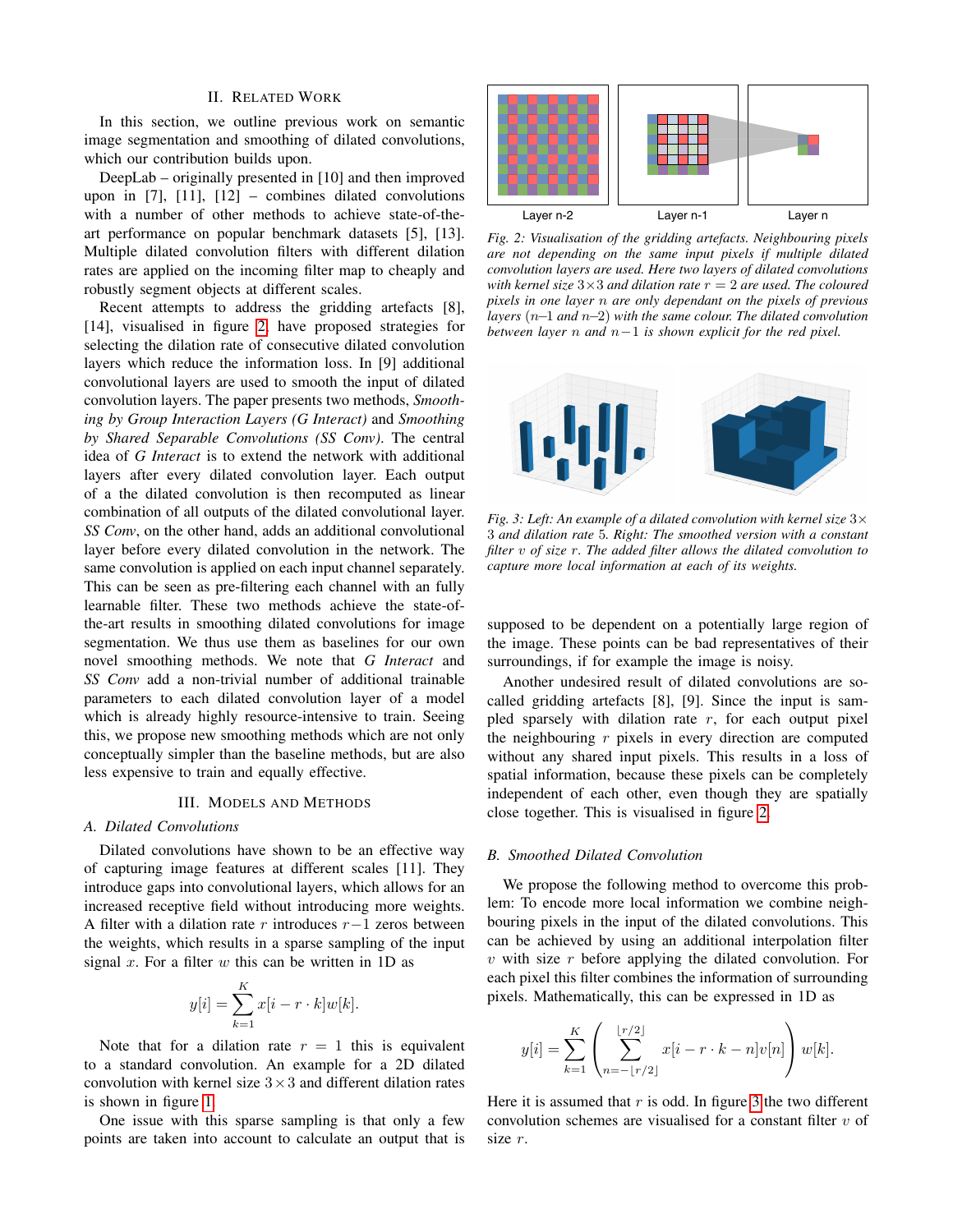## II. Related Work

In this section, we outline previous work on semantic image segmentation and smoothing of dilated convolutions, which our contribution builds upon.

DeepLab – originally presented in [10] and then improved upon in [7], [11], [12] – combines dilated convolutions with a number of other methods to achieve state-of-the-art performance on popular benchmark datasets [5], [13]. Multiple dilated convolution filters with different dilation rates are applied on the incoming filter map to cheaply and robustly segment objects at different scales.

Recent attempts to address the gridding artefacts [8], [14], visualised in figure 2, have proposed strategies for selecting the dilation rate of consecutive dilated convolution layers which reduce the information loss. In [9] additional convolutional layers are used to smooth the input of dilated convolution layers. The paper presents two methods, *Smoothing by Group Interaction Layers (G Interact)* and *Smoothing by Shared Separable Convolutions (SS Conv)*. The central idea of *G Interact* is to extend the network with additional layers after every dilated convolution layer. Each output of a the dilated convolution is then recomputed as linear combination of all outputs of the dilated convolutional layer. *SS Conv*, on the other hand, adds an additional convolutional layer before every dilated convolution in the network. The same convolution is applied on each input channel separately. This can be seen as pre-filtering each channel with an fully learnable filter. These two methods achieve the state-of-the-art results in smoothing dilated convolutions for image segmentation. We thus use them as baselines for our own novel smoothing methods. We note that *G Interact* and *SS Conv* add a non-trivial number of additional trainable parameters to each dilated convolution layer of a model which is already highly resource-intensive to train. Seeing this, we propose new smoothing methods which are not only conceptually simpler than the baseline methods, but are also less expensive to train and equally effective.

## III. Models and Methods

### A. Dilated Convolutions

Dilated convolutions have shown to be an effective way of capturing image features at different scales [11]. They introduce gaps into convolutional layers, which allows for an increased receptive field without introducing more weights. A filter with a dilation rate $r$ introduces $r-1$ zeros between the weights, which results in a sparse sampling of the input signal $x$. For a filter $w$ this can be written in 1D as

$$y[i] = \sum_{k=1}^{K} x[i - r \cdot k] w[k].$$

Note that for a dilation rate $r = 1$ this is equivalent to a standard convolution. An example for a 2D dilated convolution with kernel size $3 \times 3$ and different dilation rates is shown in figure 1.

One issue with this sparse sampling is that only a few points are taken into account to calculate an output that is supposed to be dependent on a potentially large region of the image. These points can be bad representatives of their surroundings, if for example the image is noisy.

Another undesired result of dilated convolutions are so-called gridding artefacts [8], [9]. Since the input is sampled sparsely with dilation rate $r$, for each output pixel the neighbouring $r$ pixels in every direction are computed without any shared input pixels. This results in a loss of spatial information, because these pixels can be completely independent of each other, even though they are spatially close together. This is visualised in figure 2.

Layer n-2 | Layer n-1 | Layer n

*Fig. 2: Visualisation of the gridding artefacts. Neighbouring pixels are not depending on the same input pixels if multiple dilated convolution layers are used. Here two layers of dilated convolutions with kernel size $3\times3$ and dilation rate $r = 2$ are used. The coloured pixels in one layer $n$ are only dependant on the pixels of previous layers ($n$–1 and $n$–2) with the same colour. The dilated convolution between layer $n$ and $n-1$ is shown explicit for the red pixel.*

*Fig. 3: Left: An example of a dilated convolution with kernel size $3\times3$ and dilation rate 5. Right: The smoothed version with a constant filter $v$ of size $r$. The added filter allows the dilated convolution to capture more local information at each of its weights.*

### B. Smoothed Dilated Convolution

We propose the following method to overcome this problem: To encode more local information we combine neighbouring pixels in the input of the dilated convolutions. This can be achieved by using an additional interpolation filter $v$ with size $r$ before applying the dilated convolution. For each pixel this filter combines the information of surrounding pixels. Mathematically, this can be expressed in 1D as

$$y[i] = \sum_{k=1}^{K} \left( \sum_{n=-\lfloor r/2 \rfloor}^{\lfloor r/2 \rfloor} x[i - r \cdot k - n] v[n] \right) w[k].$$

Here it is assumed that $r$ is odd. In figure 3 the two different convolution schemes are visualised for a constant filter $v$ of size $r$.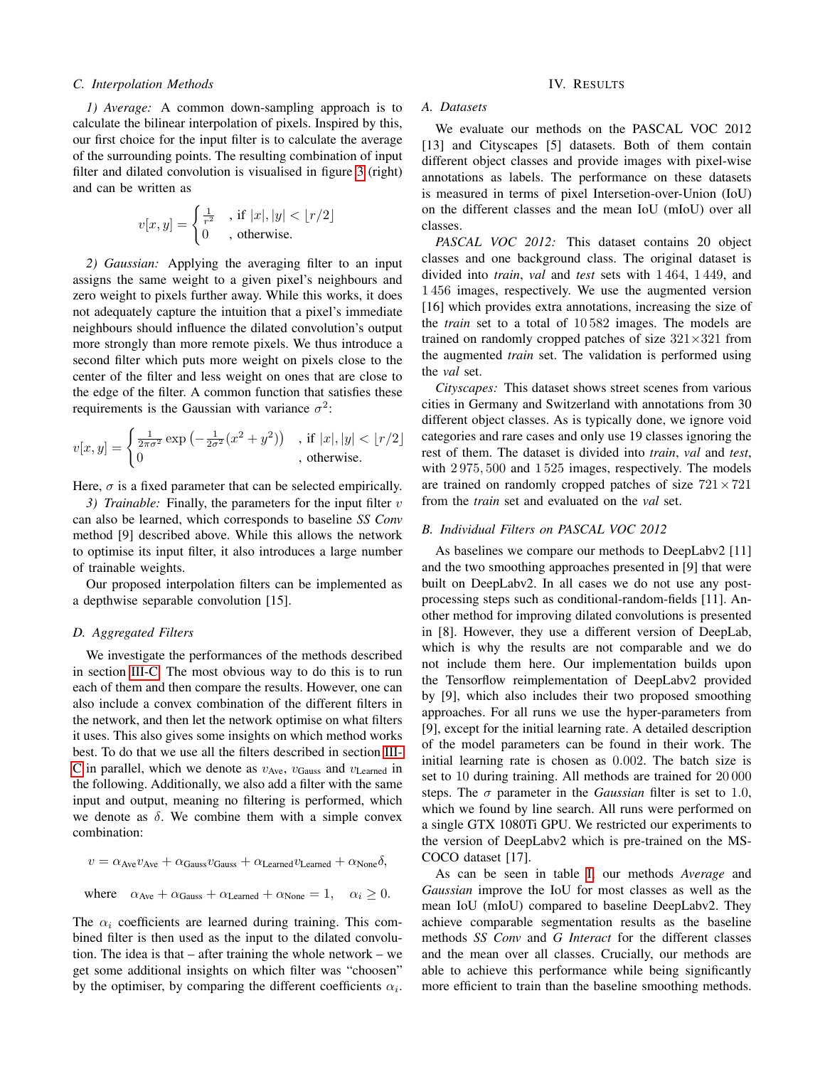### C. Interpolation Methods

*1) Average:* A common down-sampling approach is to calculate the bilinear interpolation of pixels. Inspired by this, our first choice for the input filter is to calculate the average of the surrounding points. The resulting combination of input filter and dilated convolution is visualised in figure 3 (right) and can be written as

$$v[x,y] = \begin{cases} \frac{1}{r^2} & \text{, if } |x|, |y| < \lfloor r/2 \rfloor \\ 0 & \text{, otherwise.} \end{cases}$$

*2) Gaussian:* Applying the averaging filter to an input assigns the same weight to a given pixel's neighbours and zero weight to pixels further away. While this works, it does not adequately capture the intuition that a pixel's immediate neighbours should influence the dilated convolution's output more strongly than more remote pixels. We thus introduce a second filter which puts more weight on pixels close to the center of the filter and less weight on ones that are close to the edge of the filter. A common function that satisfies these requirements is the Gaussian with variance $\sigma^2$:

$$v[x,y] = \begin{cases} \frac{1}{2\pi\sigma^2} \exp\left(-\frac{1}{2\sigma^2}(x^2+y^2)\right) & \text{, if } |x|, |y| < \lfloor r/2 \rfloor \\ 0 & \text{, otherwise.} \end{cases}$$

Here, $\sigma$ is a fixed parameter that can be selected empirically.

*3) Trainable:* Finally, the parameters for the input filter $v$ can also be learned, which corresponds to baseline *SS Conv* method [9] described above. While this allows the network to optimise its input filter, it also introduces a large number of trainable weights.

Our proposed interpolation filters can be implemented as a depthwise separable convolution [15].

### D. Aggregated Filters

We investigate the performances of the methods described in section III-C. The most obvious way to do this is to run each of them and then compare the results. However, one can also include a convex combination of the different filters in the network, and then let the network optimise on what filters it uses. This also gives some insights on which method works best. To do that we use all the filters described in section III-C in parallel, which we denote as $v_{\text{Ave}}$, $v_{\text{Gauss}}$ and $v_{\text{Learned}}$ in the following. Additionally, we also add a filter with the same input and output, meaning no filtering is performed, which we denote as $\delta$. We combine them with a simple convex combination:

$$v = \alpha_{\text{Ave}} v_{\text{Ave}} + \alpha_{\text{Gauss}} v_{\text{Gauss}} + \alpha_{\text{Learned}} v_{\text{Learned}} + \alpha_{\text{None}} \delta,$$

$$\text{where} \quad \alpha_{\text{Ave}} + \alpha_{\text{Gauss}} + \alpha_{\text{Learned}} + \alpha_{\text{None}} = 1, \quad \alpha_i \geq 0.$$

The $\alpha_i$ coefficients are learned during training. This combined filter is then used as the input to the dilated convolution. The idea is that – after training the whole network – we get some additional insights on which filter was "choosen" by the optimiser, by comparing the different coefficients $\alpha_i$.

## IV. Results

### A. Datasets

We evaluate our methods on the PASCAL VOC 2012 [13] and Cityscapes [5] datasets. Both of them contain different object classes and provide images with pixel-wise annotations as labels. The performance on these datasets is measured in terms of pixel Intersetion-over-Union (IoU) on the different classes and the mean IoU (mIoU) over all classes.

*PASCAL VOC 2012:* This dataset contains 20 object classes and one background class. The original dataset is divided into *train*, *val* and *test* sets with 1 464, 1 449, and 1 456 images, respectively. We use the augmented version [16] which provides extra annotations, increasing the size of the *train* set to a total of 10 582 images. The models are trained on randomly cropped patches of size 321×321 from the augmented *train* set. The validation is performed using the *val* set.

*Cityscapes:* This dataset shows street scenes from various cities in Germany and Switzerland with annotations from 30 different object classes. As is typically done, we ignore void categories and rare cases and only use 19 classes ignoring the rest of them. The dataset is divided into *train*, *val* and *test*, with 2 975, 500 and 1 525 images, respectively. The models are trained on randomly cropped patches of size 721 × 721 from the *train* set and evaluated on the *val* set.

### B. Individual Filters on PASCAL VOC 2012

As baselines we compare our methods to DeepLabv2 [11] and the two smoothing approaches presented in [9] that were built on DeepLabv2. In all cases we do not use any post-processing steps such as conditional-random-fields [11]. Another method for improving dilated convolutions is presented in [8]. However, they use a different version of DeepLab, which is why the results are not comparable and we do not include them here. Our implementation builds upon the Tensorflow reimplementation of DeepLabv2 provided by [9], which also includes their two proposed smoothing approaches. For all runs we use the hyper-parameters from [9], except for the initial learning rate. A detailed description of the model parameters can be found in their work. The initial learning rate is chosen as 0.002. The batch size is set to 10 during training. All methods are trained for 20 000 steps. The $\sigma$ parameter in the *Gaussian* filter is set to 1.0, which we found by line search. All runs were performed on a single GTX 1080Ti GPU. We restricted our experiments to the version of DeepLabv2 which is pre-trained on the MS-COCO dataset [17].

As can be seen in table I, our methods *Average* and *Gaussian* improve the IoU for most classes as well as the mean IoU (mIoU) compared to baseline DeepLabv2. They achieve comparable segmentation results as the baseline methods *SS Conv* and *G Interact* for the different classes and the mean over all classes. Crucially, our methods are able to achieve this performance while being significantly more efficient to train than the baseline smoothing methods.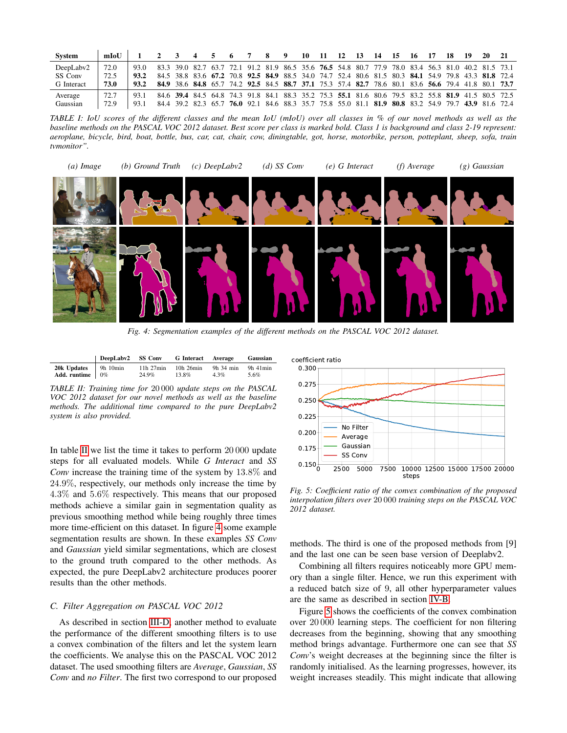| System | mIoU | 1 | 2 | 3 | 4 | 5 | 6 | 7 | 8 | 9 | 10 | 11 | 12 | 13 | 14 | 15 | 16 | 17 | 18 | 19 | 20 | 21 |
|---|---|---|---|---|---|---|---|---|---|---|---|---|---|---|---|---|---|---|---|---|---|---|
| DeepLabv2 | 72.0 | 93.0 | 83.3 | 39.0 | 82.7 | 63.7 | 72.1 | 91.2 | 81.9 | 86.5 | 35.6 | **76.5** | 54.8 | 80.7 | 77.9 | 78.0 | 83.4 | 56.3 | 81.0 | 40.2 | 81.5 | 73.1 |
| SS Conv | 72.5 | **93.2** | 84.5 | 38.8 | 83.6 | **67.2** | 70.8 | **92.5** | **84.9** | 88.5 | 34.0 | 74.7 | 52.4 | 80.6 | 81.5 | 80.3 | **84.1** | 54.9 | 79.8 | 43.3 | **81.8** | 72.4 |
| G Interact | **73.0** | **93.2** | **84.9** | 38.6 | **84.8** | 65.7 | 74.2 | **92.5** | 84.5 | **88.7** | **37.1** | 75.3 | 57.4 | **82.7** | 78.6 | 80.1 | 83.6 | **56.6** | 79.4 | 41.8 | 80.1 | **73.7** |
| Average | 72.7 | 93.1 | 84.6 | **39.4** | 84.5 | 64.8 | 74.3 | 91.8 | 84.1 | 88.3 | 35.2 | 75.3 | **55.1** | 81.6 | 80.6 | 79.5 | 83.2 | 55.8 | **81.9** | 41.5 | 80.5 | 72.5 |
| Gaussian | 72.9 | 93.1 | 84.4 | 39.2 | 82.3 | 65.7 | **76.0** | 92.1 | 84.6 | 88.3 | 35.7 | 75.8 | 55.0 | 81.1 | **81.9** | **80.8** | 83.2 | 54.9 | 79.7 | **43.9** | 81.6 | 72.4 |

*TABLE I: IoU scores of the different classes and the mean IoU (mIoU) over all classes in % of our novel methods as well as the baseline methods on the PASCAL VOC 2012 dataset. Best score per class is marked bold. Class 1 is background and class 2-19 represent: aeroplane, bicycle, bird, boat, bottle, bus, car, cat, chair, cow, diningtable, got, horse, motorbike, person, potteplant, sheep, sofa, train tvmonitor".*

(a) Image (b) Ground Truth (c) DeepLabv2 (d) SS Conv (e) G Interact (f) Average (g) Gaussian

*Fig. 4: Segmentation examples of the different methods on the PASCAL VOC 2012 dataset.*

| | DeepLabv2 | SS Conv | G Interact | Average | Gaussian |
|---|---|---|---|---|---|
| **20k Updates** | 9h 10min | 11h 27min | 10h 26min | 9h 34 min | 9h 41min |
| **Add. runtime** | 0% | 24.9% | 13.8% | 4.3% | 5.6% |

*TABLE II: Training time for 20 000 update steps on the PASCAL VOC 2012 dataset for our novel methods as well as the baseline methods. The additional time compared to the pure DeepLabv2 system is also provided.*

In table II we list the time it takes to perform 20 000 update steps for all evaluated models. While *G Interact* and *SS Conv* increase the training time of the system by 13.8% and 24.9%, respectively, our methods only increase the time by 4.3% and 5.6% respectively. This means that our proposed methods achieve a similar gain in segmentation quality as previous smoothing method while being roughly three times more time-efficient on this dataset. In figure 4 some example segmentation results are shown. In these examples *SS Conv* and *Gaussian* yield similar segmentations, which are closest to the ground truth compared to the other methods. As expected, the pure DeepLabv2 architecture produces poorer results than the other methods.

### C. Filter Aggregation on PASCAL VOC 2012

As described in section III-D, another method to evaluate the performance of the different smoothing filters is to use a convex combination of the filters and let the system learn the coefficients. We analyse this on the PASCAL VOC 2012 dataset. The used smoothing filters are *Average*, *Gaussian*, *SS Conv* and *no Filter*. The first two correspond to our proposed methods. The third is one of the proposed methods from [9] and the last one can be seen base version of Deeplabv2.

*Fig. 5: Coefficient ratio of the convex combination of the proposed interpolation filters over 20 000 training steps on the PASCAL VOC 2012 dataset.*

Combining all filters requires noticeably more GPU memory than a single filter. Hence, we run this experiment with a reduced batch size of 9, all other hyperparameter values are the same as described in section IV-B.

Figure 5 shows the coefficients of the convex combination over 20 000 learning steps. The coefficient for non filtering decreases from the beginning, showing that any smoothing method brings advantage. Furthermore one can see that *SS Conv*'s weight decreases at the beginning since the filter is randomly initialised. As the learning progresses, however, its weight increases steadily. This might indicate that allowing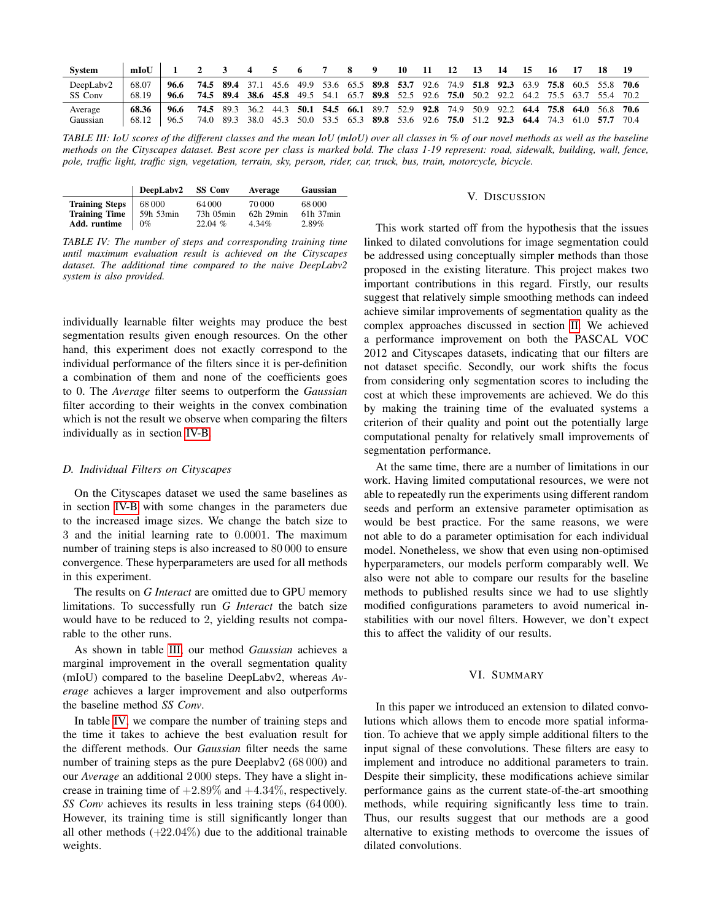| System | mIoU | 1 | 2 | 3 | 4 | 5 | 6 | 7 | 8 | 9 | 10 | 11 | 12 | 13 | 14 | 15 | 16 | 17 | 18 | 19 |
|---|---|---|---|---|---|---|---|---|---|---|---|---|---|---|---|---|---|---|---|---|
| DeepLabv2 | 68.07 | **96.6** | **74.5** | **89.4** | 37.1 | 45.6 | 49.9 | 53.6 | 65.5 | **89.8** | **53.7** | 92.6 | 74.9 | **51.8** | **92.3** | 63.9 | **75.8** | 60.5 | 55.8 | **70.6** |
| SS Conv | 68.19 | **96.6** | **74.5** | **89.4** | **38.6** | **45.8** | 49.5 | 54.1 | 65.7 | **89.8** | 52.5 | 92.6 | **75.0** | 50.2 | 92.2 | 64.2 | 75.5 | 63.7 | 55.4 | 70.2 |
| Average | **68.36** | **96.6** | **74.5** | 89.3 | 36.2 | 44.3 | **50.1** | **54.5** | **66.1** | 89.7 | 52.9 | **92.8** | 74.9 | 50.9 | 92.2 | **64.4** | **75.8** | **64.0** | 56.8 | **70.6** |
| Gaussian | 68.12 | 96.5 | 74.0 | 89.3 | 38.0 | 45.3 | 50.0 | 53.5 | 65.3 | **89.8** | 53.6 | 92.6 | **75.0** | 51.2 | **92.3** | **64.4** | 74.3 | 61.0 | **57.7** | 70.4 |

*TABLE III: IoU scores of the different classes and the mean IoU (mIoU) over all classes in % of our novel methods as well as the baseline methods on the Cityscapes dataset. Best score per class is marked bold. The class 1-19 represent: road, sidewalk, building, wall, fence, pole, traffic light, traffic sign, vegetation, terrain, sky, person, rider, car, truck, bus, train, motorcycle, bicycle.*

| | DeepLabv2 | SS Conv | Average | Gaussian |
|---|---|---|---|---|
| **Training Steps** | 68 000 | 64 000 | 70 000 | 68 000 |
| **Training Time** | 59h 53min | 73h 05min | 62h 29min | 61h 37min |
| **Add. runtime** | 0% | 22.04 % | 4.34% | 2.89% |

*TABLE IV: The number of steps and corresponding training time until maximum evaluation result is achieved on the Cityscapes dataset. The additional time compared to the naive DeepLabv2 system is also provided.*

individually learnable filter weights may produce the best segmentation results given enough resources. On the other hand, this experiment does not exactly correspond to the individual performance of the filters since it is per-definition a combination of them and none of the coefficients goes to 0. The *Average* filter seems to outperform the *Gaussian* filter according to their weights in the convex combination which is not the result we observe when comparing the filters individually as in section IV-B.

### D. Individual Filters on Cityscapes

On the Cityscapes dataset we used the same baselines as in section IV-B with some changes in the parameters due to the increased image sizes. We change the batch size to 3 and the initial learning rate to 0.0001. The maximum number of training steps is also increased to 80 000 to ensure convergence. These hyperparameters are used for all methods in this experiment.

The results on *G Interact* are omitted due to GPU memory limitations. To successfully run *G Interact* the batch size would have to be reduced to 2, yielding results not comparable to the other runs.

As shown in table III, our method *Gaussian* achieves a marginal improvement in the overall segmentation quality (mIoU) compared to the baseline DeepLabv2, whereas *Average* achieves a larger improvement and also outperforms the baseline method *SS Conv*.

In table IV, we compare the number of training steps and the time it takes to achieve the best evaluation result for the different methods. Our *Gaussian* filter needs the same number of training steps as the pure Deeplabv2 (68 000) and our *Average* an additional 2 000 steps. They have a slight increase in training time of $+2.89\%$ and $+4.34\%$, respectively. *SS Conv* achieves its results in less training steps (64 000). However, its training time is still significantly longer than all other methods (+22.04%) due to the additional trainable weights.

## V. Discussion

This work started off from the hypothesis that the issues linked to dilated convolutions for image segmentation could be addressed using conceptually simpler methods than those proposed in the existing literature. This project makes two important contributions in this regard. Firstly, our results suggest that relatively simple smoothing methods can indeed achieve similar improvements of segmentation quality as the complex approaches discussed in section II. We achieved a performance improvement on both the PASCAL VOC 2012 and Cityscapes datasets, indicating that our filters are not dataset specific. Secondly, our work shifts the focus from considering only segmentation scores to including the cost at which these improvements are achieved. We do this by making the training time of the evaluated systems a criterion of their quality and point out the potentially large computational penalty for relatively small improvements of segmentation performance.

At the same time, there are a number of limitations in our work. Having limited computational resources, we were not able to repeatedly run the experiments using different random seeds and perform an extensive parameter optimisation as would be best practice. For the same reasons, we were not able to do a parameter optimisation for each individual model. Nonetheless, we show that even using non-optimised hyperparameters, our models perform comparably well. We also were not able to compare our results for the baseline methods to published results since we had to use slightly modified configurations parameters to avoid numerical instabilities with our novel filters. However, we don't expect this to affect the validity of our results.

## VI. Summary

In this paper we introduced an extension to dilated convolutions which allows them to encode more spatial information. To achieve that we apply simple additional filters to the input signal of these convolutions. These filters are easy to implement and introduce no additional parameters to train. Despite their simplicity, these modifications achieve similar performance gains as the current state-of-the-art smoothing methods, while requiring significantly less time to train. Thus, our results suggest that our methods are a good alternative to existing methods to overcome the issues of dilated convolutions.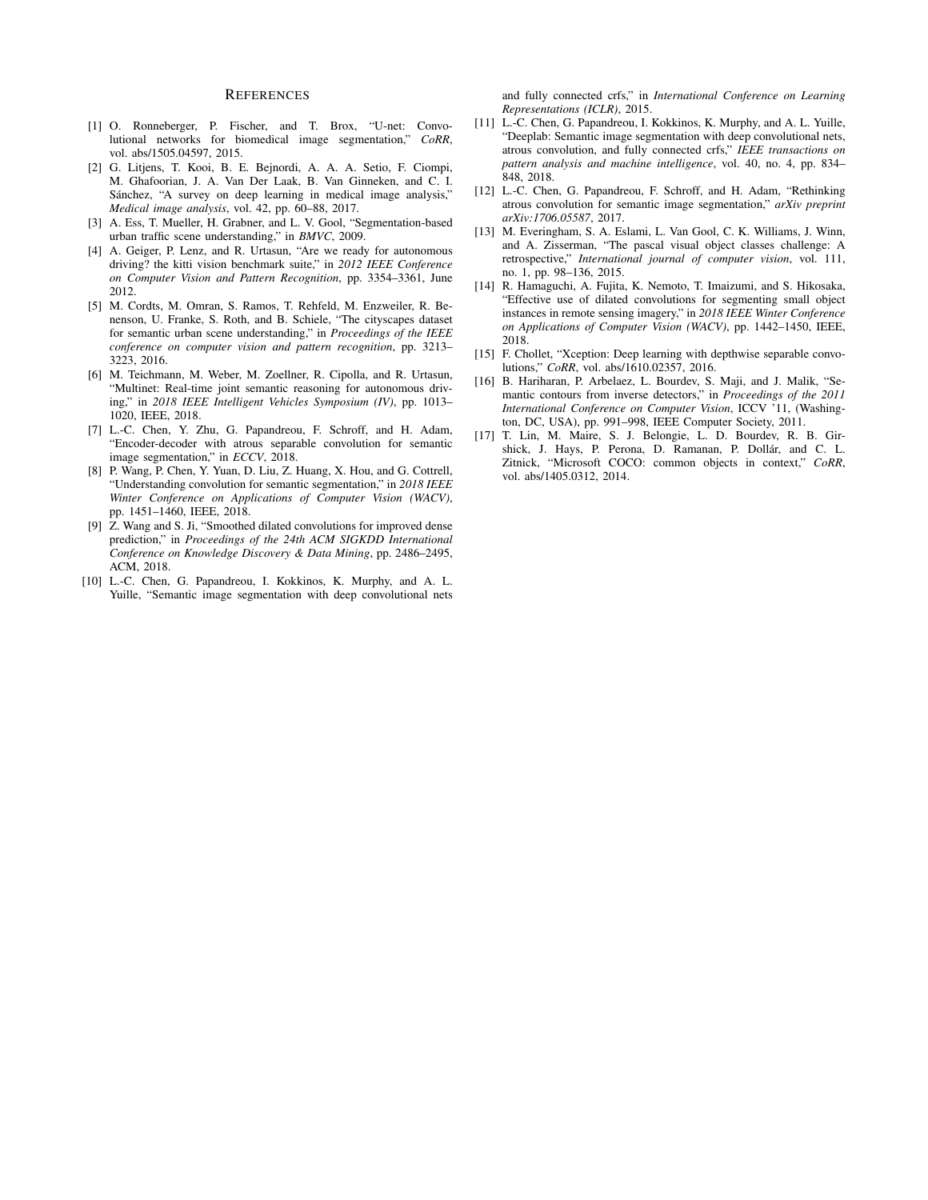# References

[1] O. Ronneberger, P. Fischer, and T. Brox, "U-net: Convolutional networks for biomedical image segmentation," *CoRR*, vol. abs/1505.04597, 2015.

[2] G. Litjens, T. Kooi, B. E. Bejnordi, A. A. A. Setio, F. Ciompi, M. Ghafoorian, J. A. Van Der Laak, B. Van Ginneken, and C. I. Sánchez, "A survey on deep learning in medical image analysis," *Medical image analysis*, vol. 42, pp. 60–88, 2017.

[3] A. Ess, T. Mueller, H. Grabner, and L. V. Gool, "Segmentation-based urban traffic scene understanding," in *BMVC*, 2009.

[4] A. Geiger, P. Lenz, and R. Urtasun, "Are we ready for autonomous driving? the kitti vision benchmark suite," in *2012 IEEE Conference on Computer Vision and Pattern Recognition*, pp. 3354–3361, June 2012.

[5] M. Cordts, M. Omran, S. Ramos, T. Rehfeld, M. Enzweiler, R. Benenson, U. Franke, S. Roth, and B. Schiele, "The cityscapes dataset for semantic urban scene understanding," in *Proceedings of the IEEE conference on computer vision and pattern recognition*, pp. 3213–3223, 2016.

[6] M. Teichmann, M. Weber, M. Zoellner, R. Cipolla, and R. Urtasun, "Multinet: Real-time joint semantic reasoning for autonomous driving," in *2018 IEEE Intelligent Vehicles Symposium (IV)*, pp. 1013–1020, IEEE, 2018.

[7] L.-C. Chen, Y. Zhu, G. Papandreou, F. Schroff, and H. Adam, "Encoder-decoder with atrous separable convolution for semantic image segmentation," in *ECCV*, 2018.

[8] P. Wang, P. Chen, Y. Yuan, D. Liu, Z. Huang, X. Hou, and G. Cottrell, "Understanding convolution for semantic segmentation," in *2018 IEEE Winter Conference on Applications of Computer Vision (WACV)*, pp. 1451–1460, IEEE, 2018.

[9] Z. Wang and S. Ji, "Smoothed dilated convolutions for improved dense prediction," in *Proceedings of the 24th ACM SIGKDD International Conference on Knowledge Discovery & Data Mining*, pp. 2486–2495, ACM, 2018.

[10] L.-C. Chen, G. Papandreou, I. Kokkinos, K. Murphy, and A. L. Yuille, "Semantic image segmentation with deep convolutional nets and fully connected crfs," in *International Conference on Learning Representations (ICLR)*, 2015.

[11] L.-C. Chen, G. Papandreou, I. Kokkinos, K. Murphy, and A. L. Yuille, "Deeplab: Semantic image segmentation with deep convolutional nets, atrous convolution, and fully connected crfs," *IEEE transactions on pattern analysis and machine intelligence*, vol. 40, no. 4, pp. 834–848, 2018.

[12] L.-C. Chen, G. Papandreou, F. Schroff, and H. Adam, "Rethinking atrous convolution for semantic image segmentation," *arXiv preprint arXiv:1706.05587*, 2017.

[13] M. Everingham, S. A. Eslami, L. Van Gool, C. K. Williams, J. Winn, and A. Zisserman, "The pascal visual object classes challenge: A retrospective," *International journal of computer vision*, vol. 111, no. 1, pp. 98–136, 2015.

[14] R. Hamaguchi, A. Fujita, K. Nemoto, T. Imaizumi, and S. Hikosaka, "Effective use of dilated convolutions for segmenting small object instances in remote sensing imagery," in *2018 IEEE Winter Conference on Applications of Computer Vision (WACV)*, pp. 1442–1450, IEEE, 2018.

[15] F. Chollet, "Xception: Deep learning with depthwise separable convolutions," *CoRR*, vol. abs/1610.02357, 2016.

[16] B. Hariharan, P. Arbelaez, L. Bourdev, S. Maji, and J. Malik, "Semantic contours from inverse detectors," in *Proceedings of the 2011 International Conference on Computer Vision*, ICCV '11, (Washington, DC, USA), pp. 991–998, IEEE Computer Society, 2011.

[17] T. Lin, M. Maire, S. J. Belongie, L. D. Bourdev, R. B. Girshick, J. Hays, P. Perona, D. Ramanan, P. Dollár, and C. L. Zitnick, "Microsoft COCO: common objects in context," *CoRR*, vol. abs/1405.0312, 2014.